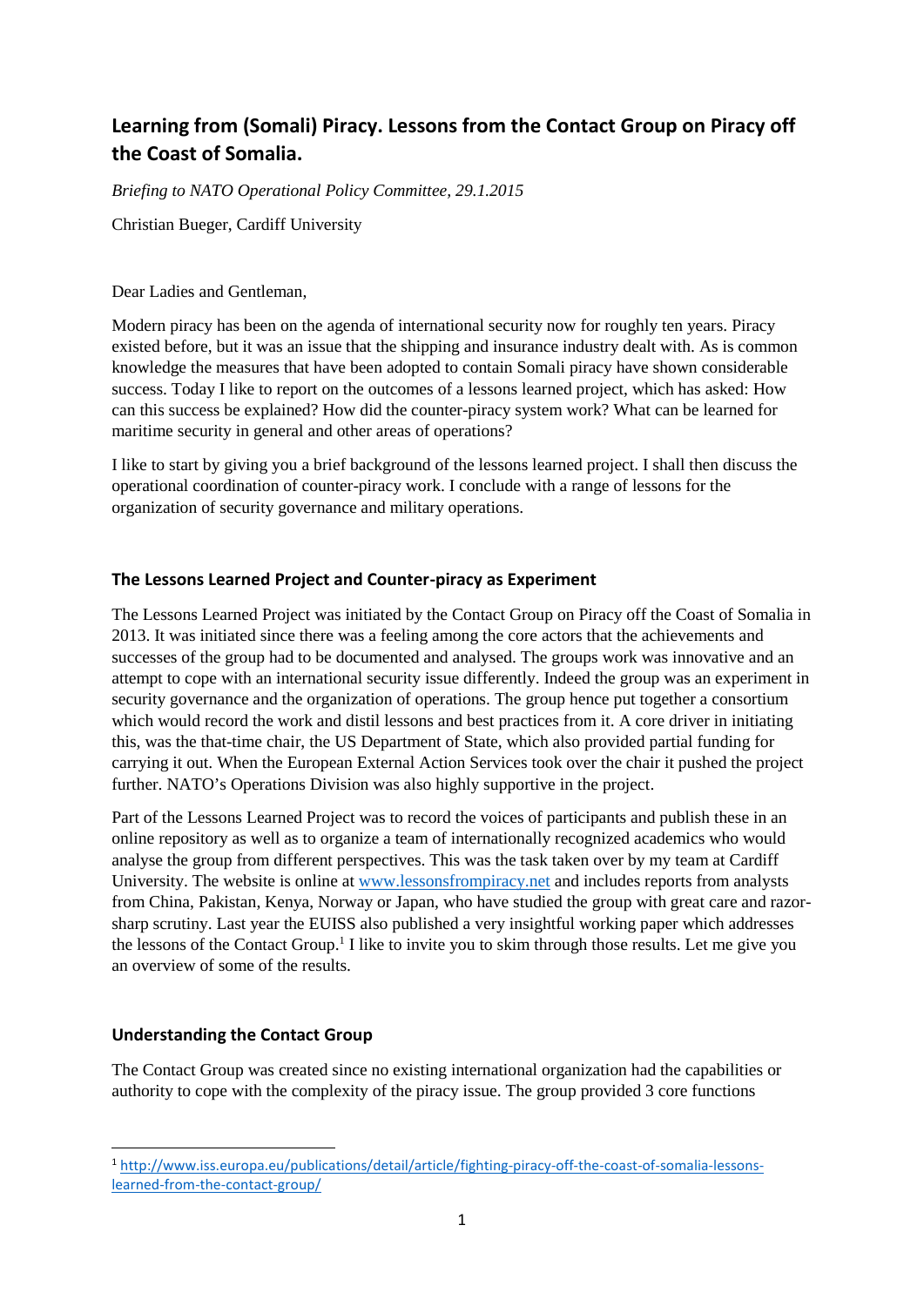# Learning from (Somali) Piracy. Lessons from the Contact Group on Piracy off the Coast of Somalia.

*Briefing to NATO Operational Policy Committee, 29.1.2015*

Christian Bueger, Cardiff University

Dear Ladies and Gentleman,

Modern piracy has been on the agenda of international security now for roughly ten years. Piracy existed before, but it was an issue that the shipping and insurance industry dealt with. As is common knowledge the measures that have been adopted to contain Somali piracy have shown considerable success. Today I like to report on the outcomes of a lessons learned project, which has asked: How can this success be explained? How did the counter-piracy system work? What can be learned for maritime security in general and other areas of operations?

I like to start by giving you a brief background of the lessons learned project. I shall then discuss the operational coordination of counter-piracy work. I conclude with a range of lessons for the organization of security governance and military operations.

## The Lessons Learned Project and Counter-piracy as Experiment

The Lessons Learned Project was initiated by the Contact Group on Piracy off the Coast of Somalia in 2013. It was initiated since there was a feeling among the core actors that the achievements and successes of the group had to be documented and analysed. The groups work was innovative and an attempt to cope with an international security issue differently. Indeed the group was an experiment in security governance and the organization of operations. The group hence put together a consortium which would record the work and distil lessons and best practices from it. A core driver in initiating this, was the that-time chair, the US Department of State, which also provided partial funding for carrying it out. When the European External Action Services took over the chair it pushed the project further. NATO's Operations Division was also highly supportive in the project.

Part of the Lessons Learned Project was to record the voices of participants and publish these in an online repository as well as to organize a team of internationally recognized academics who would analyse the group from different perspectives. This was the task taken over by my team at Cardiff University. The website is online at www.lessonsfrompiracy.net and includes reports from analysts from China, Pakistan, Kenya, Norway or Japan, who have studied the group with great care and razor-sharp scrutiny. Last year the EUISS also published a very insightful working paper which addresses the lessons of the Contact Group.[1] I like to invite you to skim through those results. Let me give you an overview of some of the results.

## Understanding the Contact Group

The Contact Group was created since no existing international organization had the capabilities or authority to cope with the complexity of the piracy issue. The group provided 3 core functions

---

[1] http://www.iss.europa.eu/publications/detail/article/fighting-piracy-off-the-coast-of-somalia-lessons-learned-from-the-contact-group/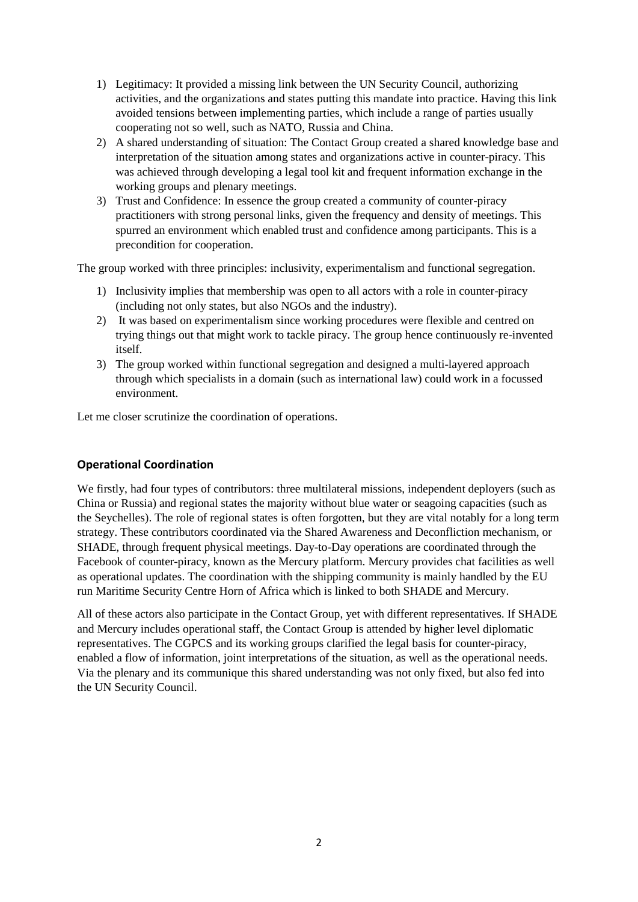1) Legitimacy: It provided a missing link between the UN Security Council, authorizing activities, and the organizations and states putting this mandate into practice. Having this link avoided tensions between implementing parties, which include a range of parties usually cooperating not so well, such as NATO, Russia and China.
2) A shared understanding of situation: The Contact Group created a shared knowledge base and interpretation of the situation among states and organizations active in counter-piracy. This was achieved through developing a legal tool kit and frequent information exchange in the working groups and plenary meetings.
3) Trust and Confidence: In essence the group created a community of counter-piracy practitioners with strong personal links, given the frequency and density of meetings. This spurred an environment which enabled trust and confidence among participants. This is a precondition for cooperation.

The group worked with three principles: inclusivity, experimentalism and functional segregation.

1) Inclusivity implies that membership was open to all actors with a role in counter-piracy (including not only states, but also NGOs and the industry).
2) It was based on experimentalism since working procedures were flexible and centred on trying things out that might work to tackle piracy. The group hence continuously re-invented itself.
3) The group worked within functional segregation and designed a multi-layered approach through which specialists in a domain (such as international law) could work in a focussed environment.

Let me closer scrutinize the coordination of operations.

## Operational Coordination

We firstly, had four types of contributors: three multilateral missions, independent deployers (such as China or Russia) and regional states the majority without blue water or seagoing capacities (such as the Seychelles). The role of regional states is often forgotten, but they are vital notably for a long term strategy. These contributors coordinated via the Shared Awareness and Deconfliction mechanism, or SHADE, through frequent physical meetings. Day-to-Day operations are coordinated through the Facebook of counter-piracy, known as the Mercury platform. Mercury provides chat facilities as well as operational updates. The coordination with the shipping community is mainly handled by the EU run Maritime Security Centre Horn of Africa which is linked to both SHADE and Mercury.

All of these actors also participate in the Contact Group, yet with different representatives. If SHADE and Mercury includes operational staff, the Contact Group is attended by higher level diplomatic representatives. The CGPCS and its working groups clarified the legal basis for counter-piracy, enabled a flow of information, joint interpretations of the situation, as well as the operational needs. Via the plenary and its communique this shared understanding was not only fixed, but also fed into the UN Security Council.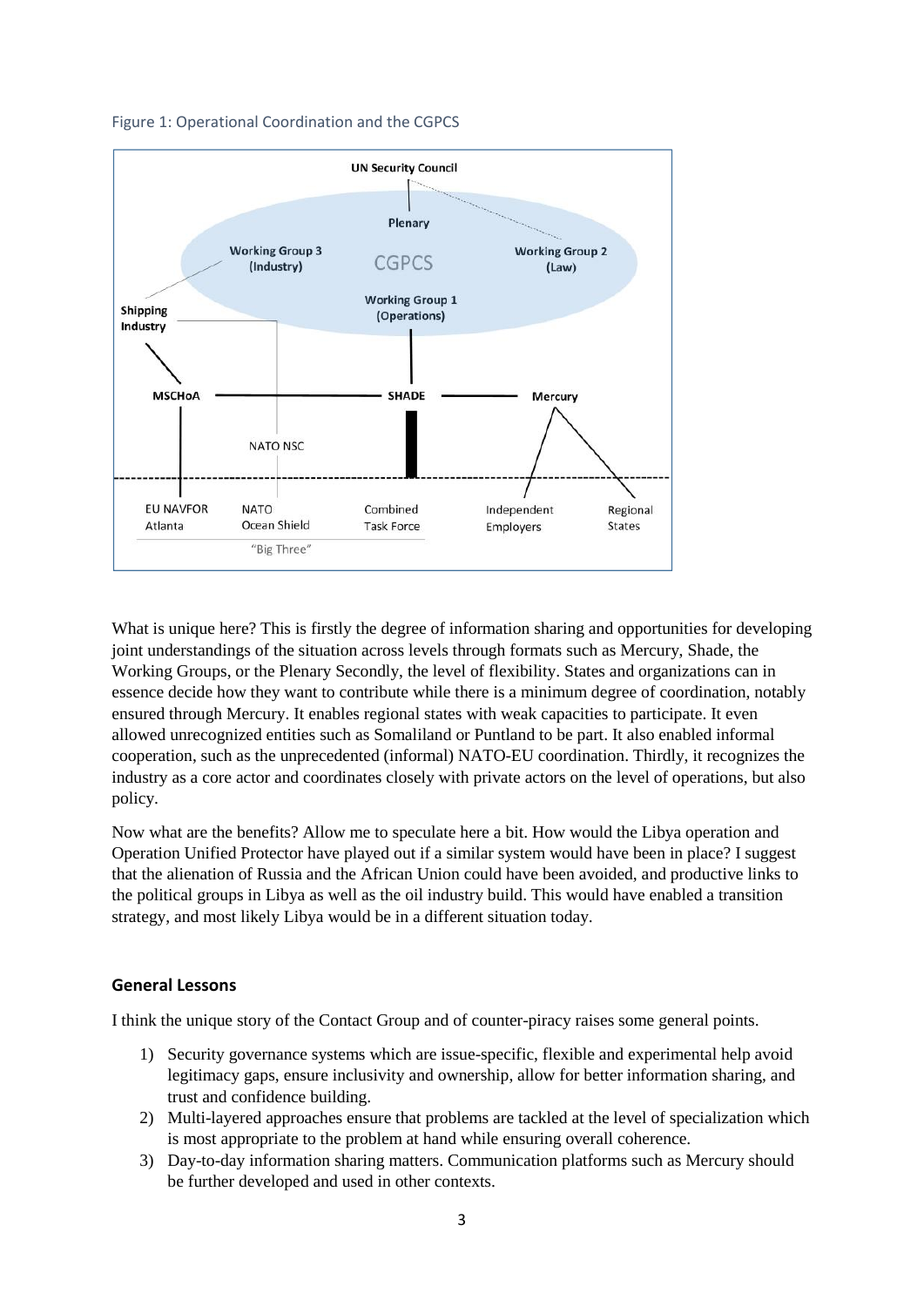Figure 1: Operational Coordination and the CGPCS

What is unique here? This is firstly the degree of information sharing and opportunities for developing joint understandings of the situation across levels through formats such as Mercury, Shade, the Working Groups, or the Plenary Secondly, the level of flexibility. States and organizations can in essence decide how they want to contribute while there is a minimum degree of coordination, notably ensured through Mercury. It enables regional states with weak capacities to participate. It even allowed unrecognized entities such as Somaliland or Puntland to be part. It also enabled informal cooperation, such as the unprecedented (informal) NATO-EU coordination. Thirdly, it recognizes the industry as a core actor and coordinates closely with private actors on the level of operations, but also policy.

Now what are the benefits? Allow me to speculate here a bit. How would the Libya operation and Operation Unified Protector have played out if a similar system would have been in place? I suggest that the alienation of Russia and the African Union could have been avoided, and productive links to the political groups in Libya as well as the oil industry build. This would have enabled a transition strategy, and most likely Libya would be in a different situation today.

## General Lessons

I think the unique story of the Contact Group and of counter-piracy raises some general points.

1) Security governance systems which are issue-specific, flexible and experimental help avoid legitimacy gaps, ensure inclusivity and ownership, allow for better information sharing, and trust and confidence building.
2) Multi-layered approaches ensure that problems are tackled at the level of specialization which is most appropriate to the problem at hand while ensuring overall coherence.
3) Day-to-day information sharing matters. Communication platforms such as Mercury should be further developed and used in other contexts.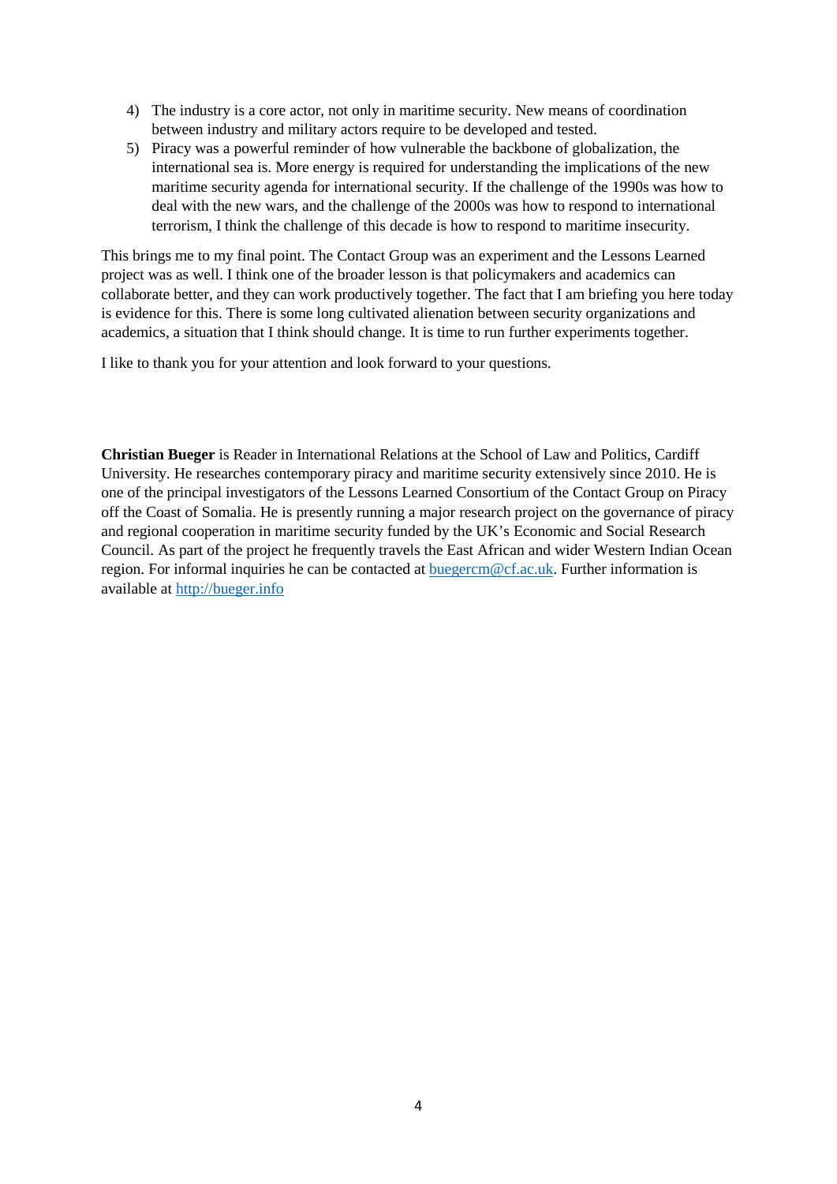4) The industry is a core actor, not only in maritime security. New means of coordination between industry and military actors require to be developed and tested.
5) Piracy was a powerful reminder of how vulnerable the backbone of globalization, the international sea is. More energy is required for understanding the implications of the new maritime security agenda for international security. If the challenge of the 1990s was how to deal with the new wars, and the challenge of the 2000s was how to respond to international terrorism, I think the challenge of this decade is how to respond to maritime insecurity.

This brings me to my final point. The Contact Group was an experiment and the Lessons Learned project was as well. I think one of the broader lesson is that policymakers and academics can collaborate better, and they can work productively together. The fact that I am briefing you here today is evidence for this. There is some long cultivated alienation between security organizations and academics, a situation that I think should change. It is time to run further experiments together.

I like to thank you for your attention and look forward to your questions.

**Christian Bueger** is Reader in International Relations at the School of Law and Politics, Cardiff University. He researches contemporary piracy and maritime security extensively since 2010. He is one of the principal investigators of the Lessons Learned Consortium of the Contact Group on Piracy off the Coast of Somalia. He is presently running a major research project on the governance of piracy and regional cooperation in maritime security funded by the UK's Economic and Social Research Council. As part of the project he frequently travels the East African and wider Western Indian Ocean region. For informal inquiries he can be contacted at [buegercm@cf.ac.uk](mailto:buegercm@cf.ac.uk). Further information is available at [http://bueger.info](http://bueger.info)